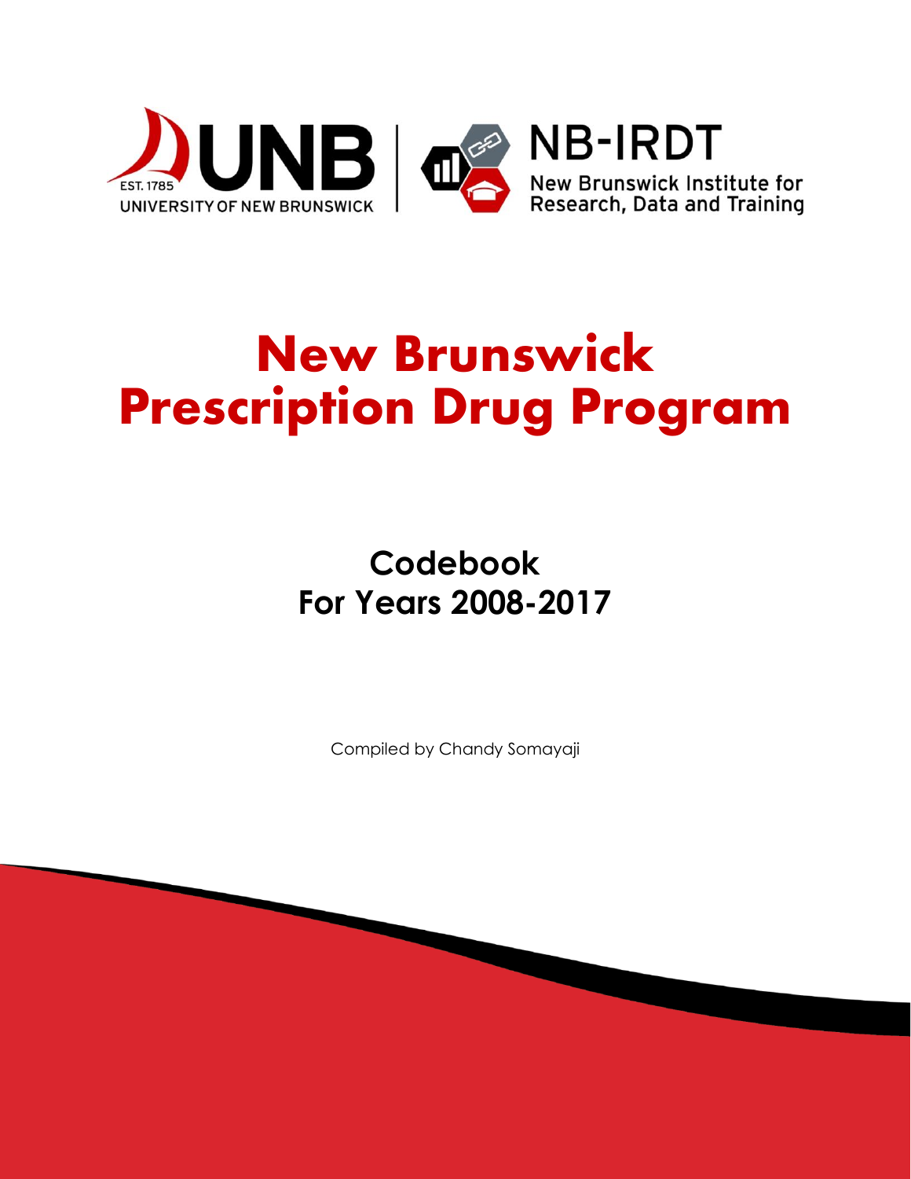UNB
EST. 1785
UNIVERSITY OF NEW BRUNSWICK

NB-IRDT
New Brunswick Institute for Research, Data and Training

# New Brunswick Prescription Drug Program

## Codebook
## For Years 2008-2017

Compiled by Chandy Somayaji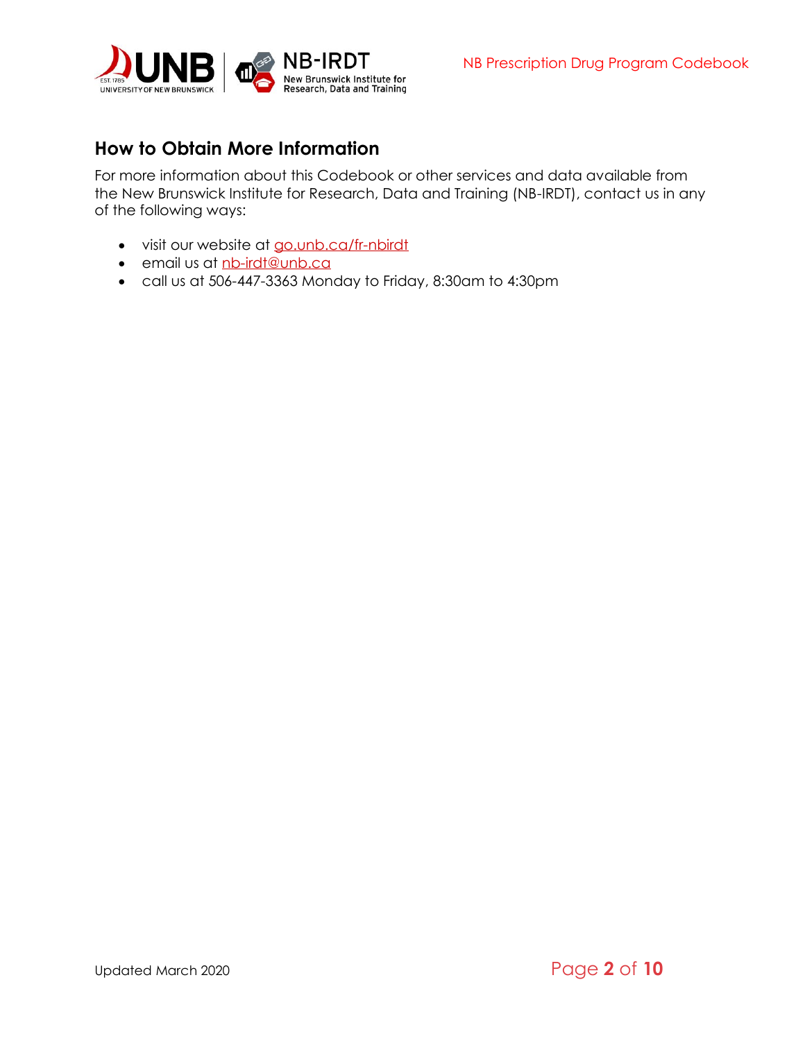## How to Obtain More Information

For more information about this Codebook or other services and data available from the New Brunswick Institute for Research, Data and Training (NB-IRDT), contact us in any of the following ways:

- visit our website at go.unb.ca/fr-nbirdt
- email us at nb-irdt@unb.ca
- call us at 506-447-3363 Monday to Friday, 8:30am to 4:30pm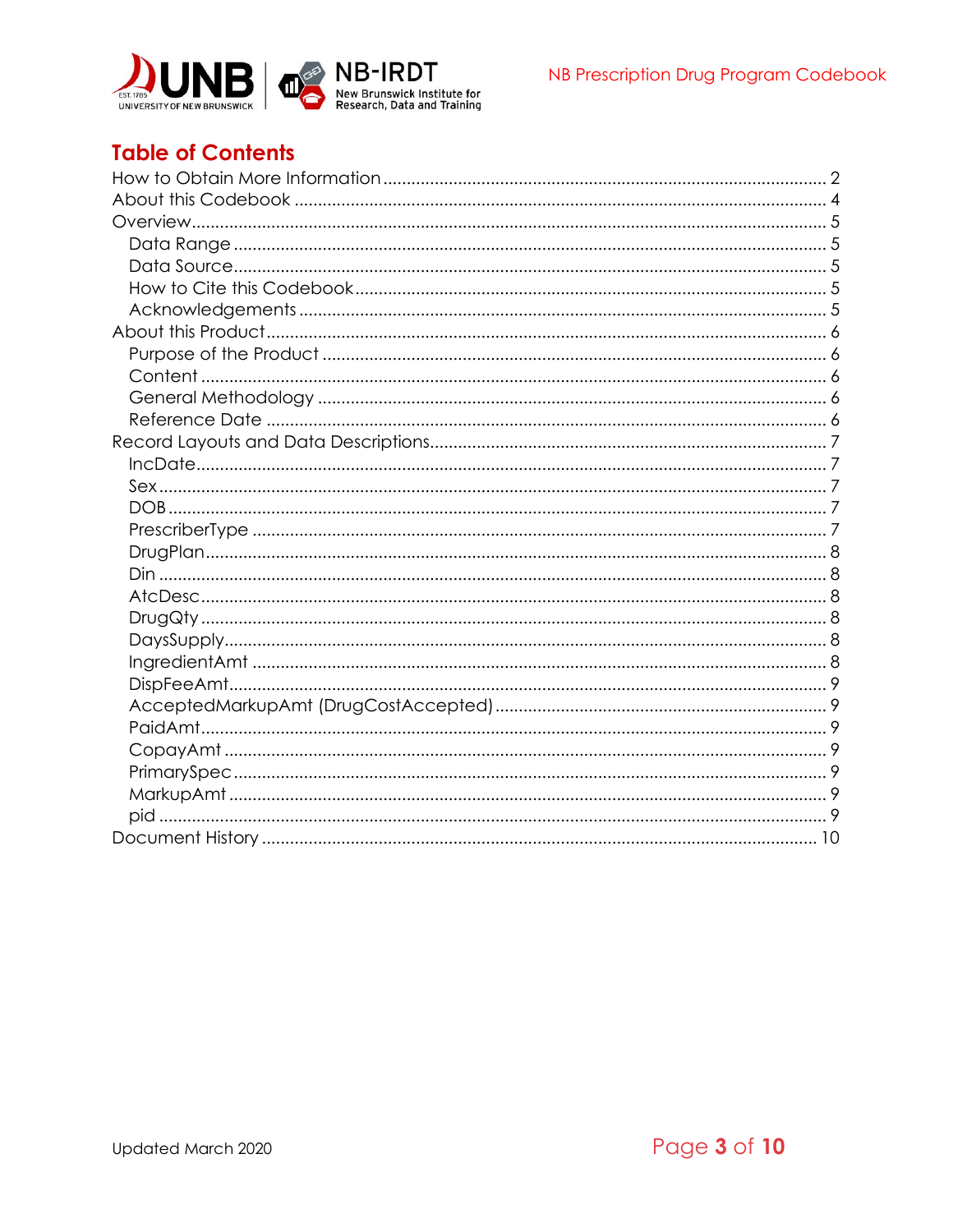## Table of Contents

- How to Obtain More Information ........ 2
- About this Codebook ........ 4
- Overview ........ 5
  - Data Range ........ 5
  - Data Source ........ 5
  - How to Cite this Codebook ........ 5
  - Acknowledgements ........ 5
- About this Product ........ 6
  - Purpose of the Product ........ 6
  - Content ........ 6
  - General Methodology ........ 6
  - Reference Date ........ 6
- Record Layouts and Data Descriptions ........ 7
  - IncDate ........ 7
  - Sex ........ 7
  - DOB ........ 7
  - PrescriberType ........ 7
  - DrugPlan ........ 8
  - Din ........ 8
  - AtcDesc ........ 8
  - DrugQty ........ 8
  - DaysSupply ........ 8
  - IngredientAmt ........ 8
  - DispFeeAmt ........ 9
  - AcceptedMarkupAmt (DrugCostAccepted) ........ 9
  - PaidAmt ........ 9
  - CopayAmt ........ 9
  - PrimarySpec ........ 9
  - MarkupAmt ........ 9
  - pid ........ 9
- Document History ........ 10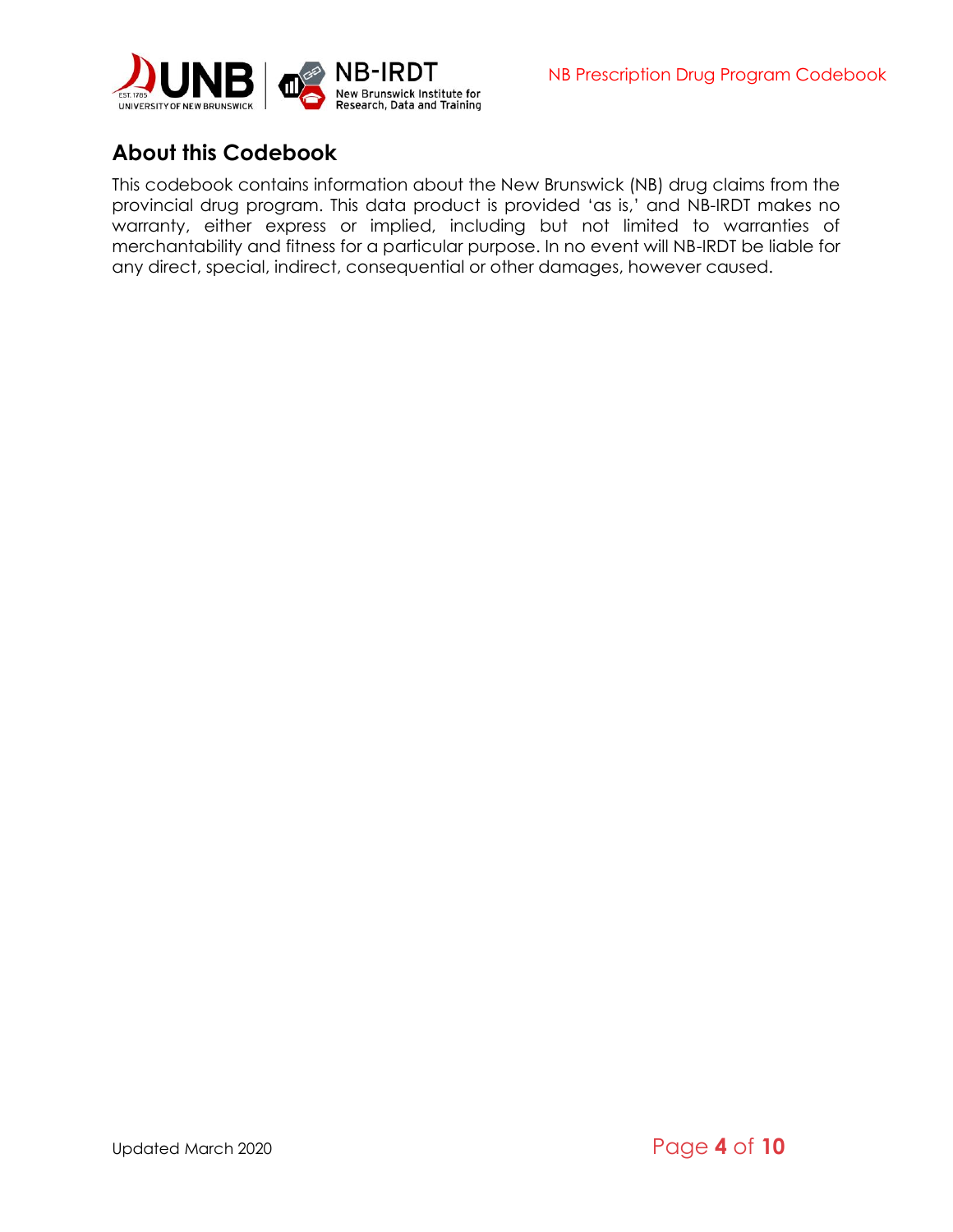## About this Codebook

This codebook contains information about the New Brunswick (NB) drug claims from the provincial drug program. This data product is provided 'as is,' and NB-IRDT makes no warranty, either express or implied, including but not limited to warranties of merchantability and fitness for a particular purpose. In no event will NB-IRDT be liable for any direct, special, indirect, consequential or other damages, however caused.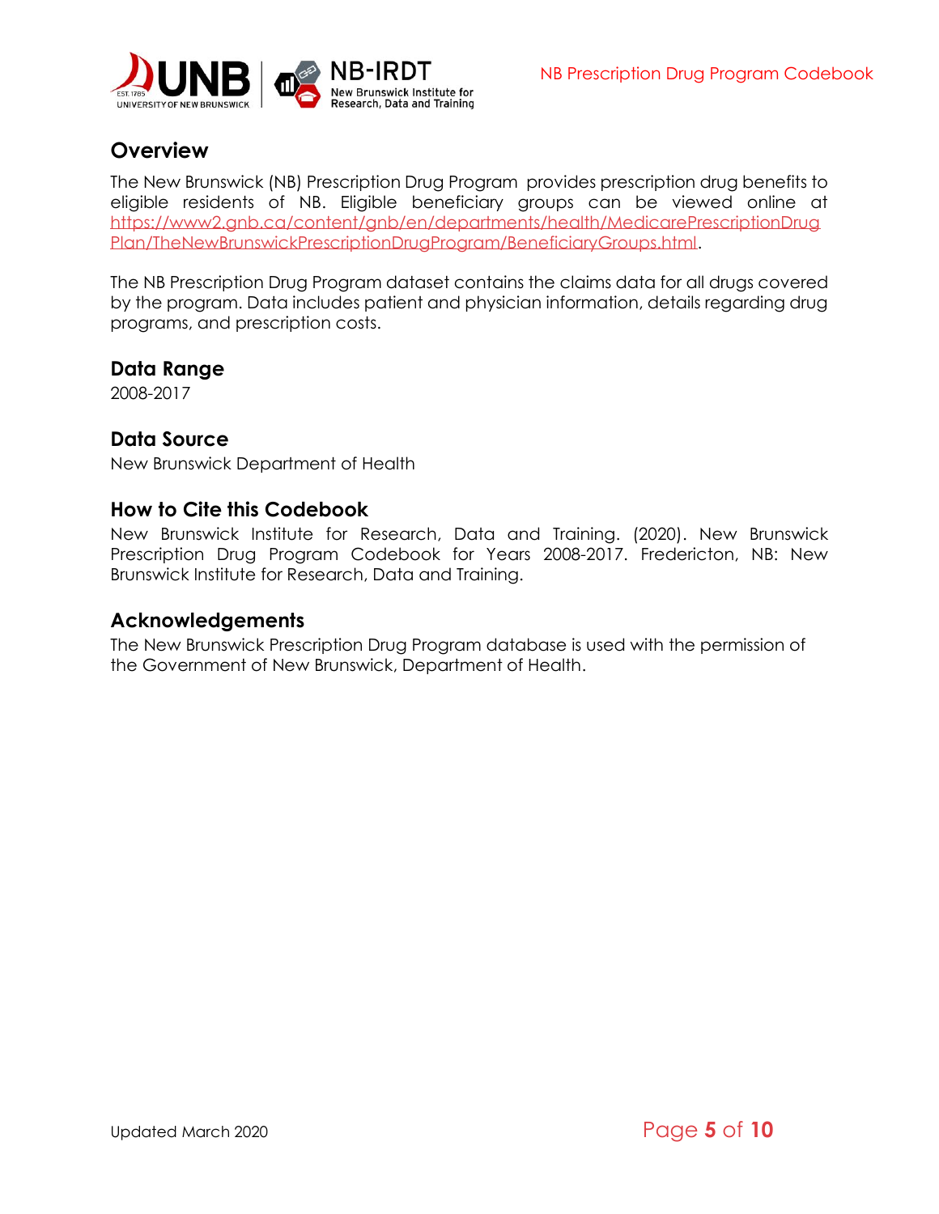## Overview

The New Brunswick (NB) Prescription Drug Program provides prescription drug benefits to eligible residents of NB. Eligible beneficiary groups can be viewed online at https://www2.gnb.ca/content/gnb/en/departments/health/MedicarePrescriptionDrugPlan/TheNewBrunswickPrescriptionDrugProgram/BeneficiaryGroups.html.

The NB Prescription Drug Program dataset contains the claims data for all drugs covered by the program. Data includes patient and physician information, details regarding drug programs, and prescription costs.

## Data Range

2008-2017

## Data Source

New Brunswick Department of Health

## How to Cite this Codebook

New Brunswick Institute for Research, Data and Training. (2020). New Brunswick Prescription Drug Program Codebook for Years 2008-2017. Fredericton, NB: New Brunswick Institute for Research, Data and Training.

## Acknowledgements

The New Brunswick Prescription Drug Program database is used with the permission of the Government of New Brunswick, Department of Health.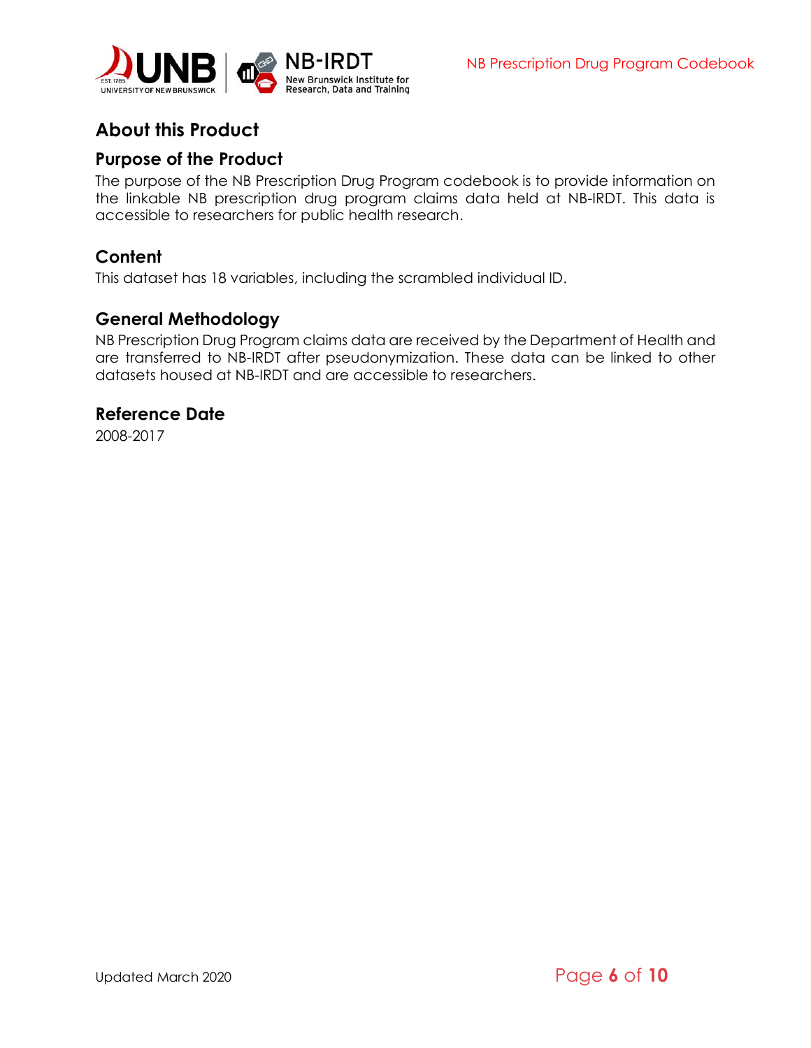# About this Product

## Purpose of the Product

The purpose of the NB Prescription Drug Program codebook is to provide information on the linkable NB prescription drug program claims data held at NB-IRDT. This data is accessible to researchers for public health research.

## Content

This dataset has 18 variables, including the scrambled individual ID.

## General Methodology

NB Prescription Drug Program claims data are received by the Department of Health and are transferred to NB-IRDT after pseudonymization. These data can be linked to other datasets housed at NB-IRDT and are accessible to researchers.

## Reference Date

2008-2017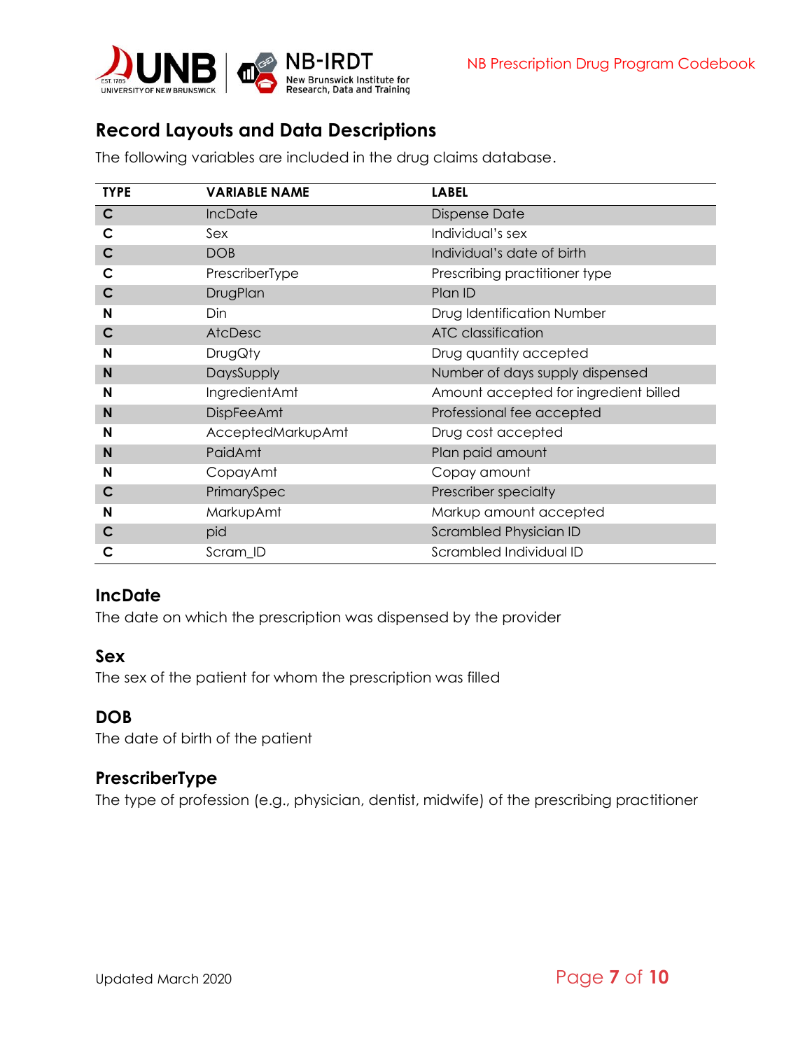## Record Layouts and Data Descriptions

The following variables are included in the drug claims database.

| TYPE | VARIABLE NAME | LABEL |
|---|---|---|
| C | IncDate | Dispense Date |
| C | Sex | Individual's sex |
| C | DOB | Individual's date of birth |
| C | PrescriberType | Prescribing practitioner type |
| C | DrugPlan | Plan ID |
| N | Din | Drug Identification Number |
| C | AtcDesc | ATC classification |
| N | DrugQty | Drug quantity accepted |
| N | DaysSupply | Number of days supply dispensed |
| N | IngredientAmt | Amount accepted for ingredient billed |
| N | DispFeeAmt | Professional fee accepted |
| N | AcceptedMarkupAmt | Drug cost accepted |
| N | PaidAmt | Plan paid amount |
| N | CopayAmt | Copay amount |
| C | PrimarySpec | Prescriber specialty |
| N | MarkupAmt | Markup amount accepted |
| C | pid | Scrambled Physician ID |
| C | Scram_ID | Scrambled Individual ID |

### IncDate

The date on which the prescription was dispensed by the provider

### Sex

The sex of the patient for whom the prescription was filled

### DOB

The date of birth of the patient

### PrescriberType

The type of profession (e.g., physician, dentist, midwife) of the prescribing practitioner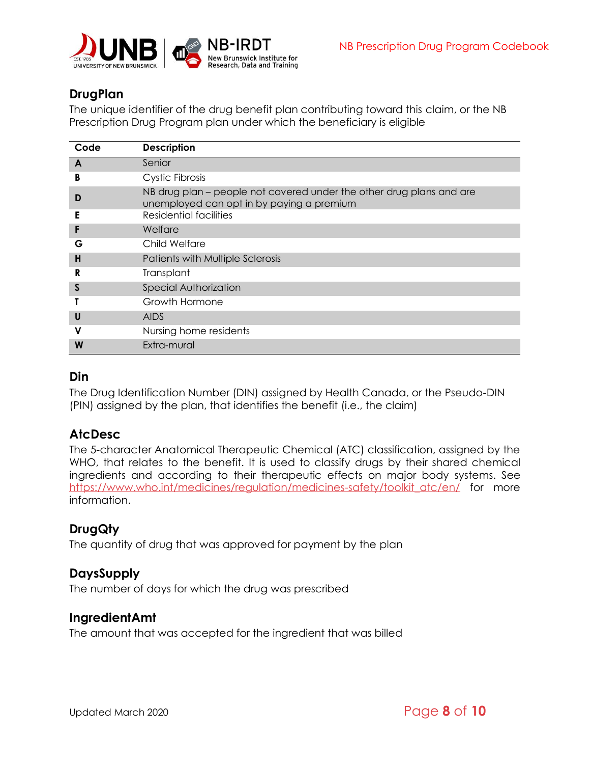## DrugPlan

The unique identifier of the drug benefit plan contributing toward this claim, or the NB Prescription Drug Program plan under which the beneficiary is eligible

| Code | Description |
|---|---|
| **A** | Senior |
| **B** | Cystic Fibrosis |
| **D** | NB drug plan – people not covered under the other drug plans and are unemployed can opt in by paying a premium |
| **E** | Residential facilities |
| **F** | Welfare |
| **G** | Child Welfare |
| **H** | Patients with Multiple Sclerosis |
| **R** | Transplant |
| **S** | Special Authorization |
| **T** | Growth Hormone |
| **U** | AIDS |
| **V** | Nursing home residents |
| **W** | Extra-mural |

## Din

The Drug Identification Number (DIN) assigned by Health Canada, or the Pseudo-DIN (PIN) assigned by the plan, that identifies the benefit (i.e., the claim)

## AtcDesc

The 5-character Anatomical Therapeutic Chemical (ATC) classification, assigned by the WHO, that relates to the benefit. It is used to classify drugs by their shared chemical ingredients and according to their therapeutic effects on major body systems. See https://www.who.int/medicines/regulation/medicines-safety/toolkit_atc/en/ for more information.

## DrugQty

The quantity of drug that was approved for payment by the plan

## DaysSupply

The number of days for which the drug was prescribed

## IngredientAmt

The amount that was accepted for the ingredient that was billed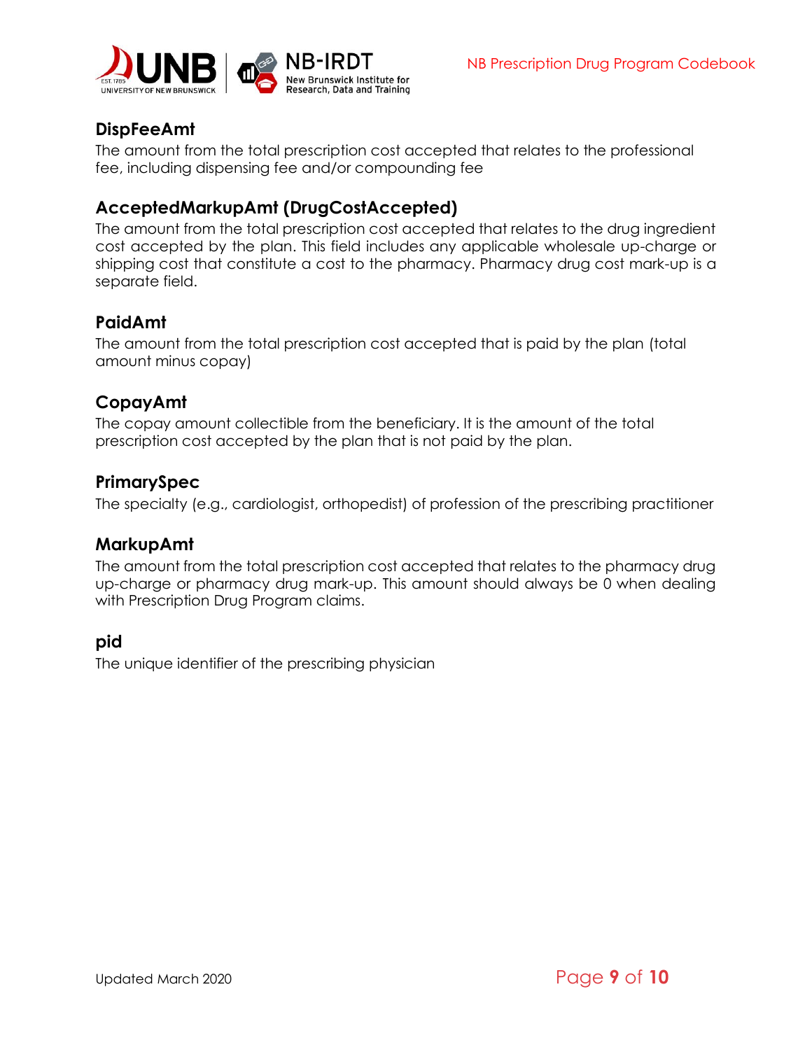## DispFeeAmt

The amount from the total prescription cost accepted that relates to the professional fee, including dispensing fee and/or compounding fee

## AcceptedMarkupAmt (DrugCostAccepted)

The amount from the total prescription cost accepted that relates to the drug ingredient cost accepted by the plan. This field includes any applicable wholesale up-charge or shipping cost that constitute a cost to the pharmacy. Pharmacy drug cost mark-up is a separate field.

## PaidAmt

The amount from the total prescription cost accepted that is paid by the plan (total amount minus copay)

## CopayAmt

The copay amount collectible from the beneficiary. It is the amount of the total prescription cost accepted by the plan that is not paid by the plan.

## PrimarySpec

The specialty (e.g., cardiologist, orthopedist) of profession of the prescribing practitioner

## MarkupAmt

The amount from the total prescription cost accepted that relates to the pharmacy drug up-charge or pharmacy drug mark-up. This amount should always be 0 when dealing with Prescription Drug Program claims.

## pid

The unique identifier of the prescribing physician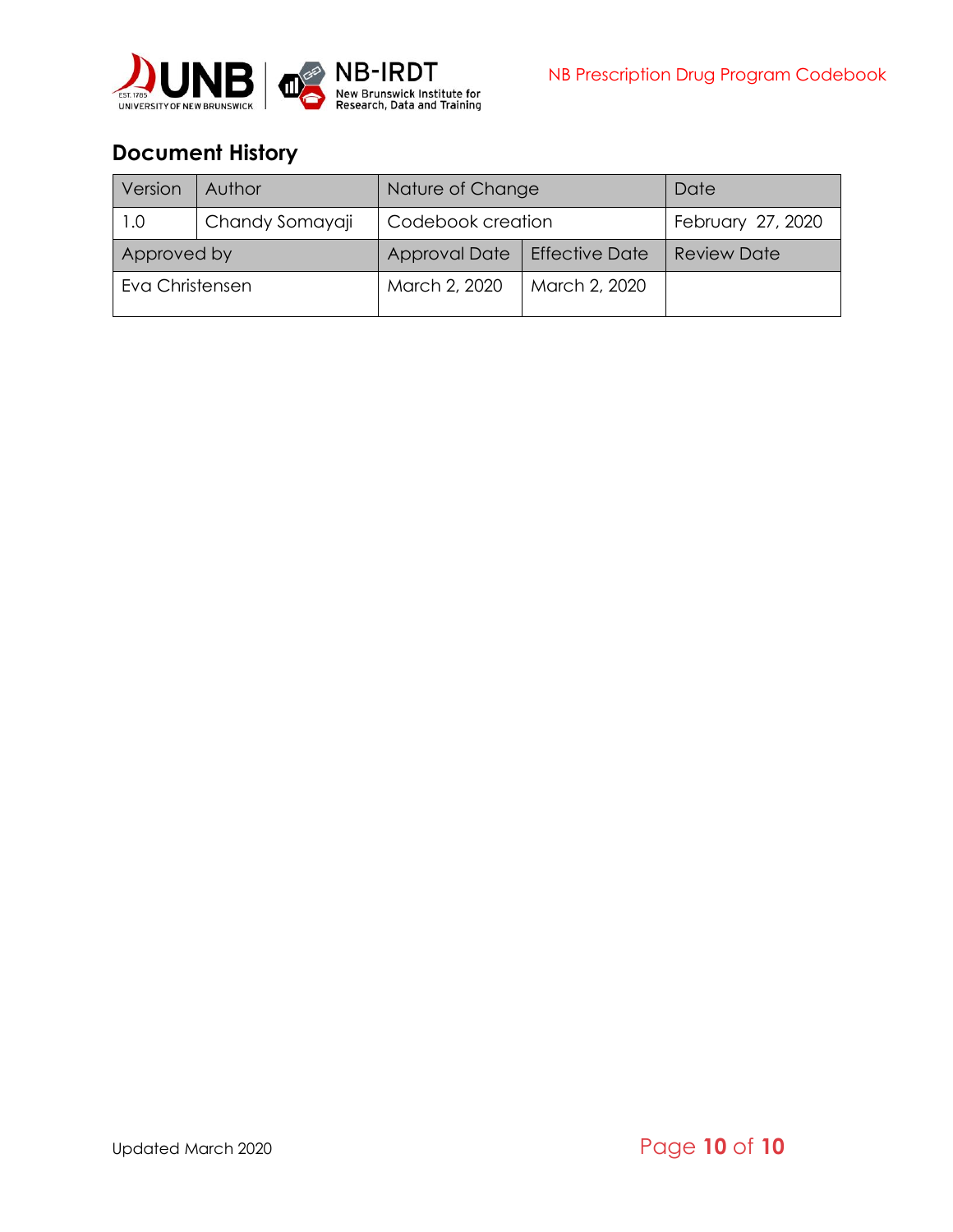## Document History

| Version | Author | Nature of Change | | Date |
|---|---|---|---|---|
| 1.0 | Chandy Somayaji | Codebook creation | | February 27, 2020 |
| Approved by | | Approval Date | Effective Date | Review Date |
| Eva Christensen | | March 2, 2020 | March 2, 2020 | |